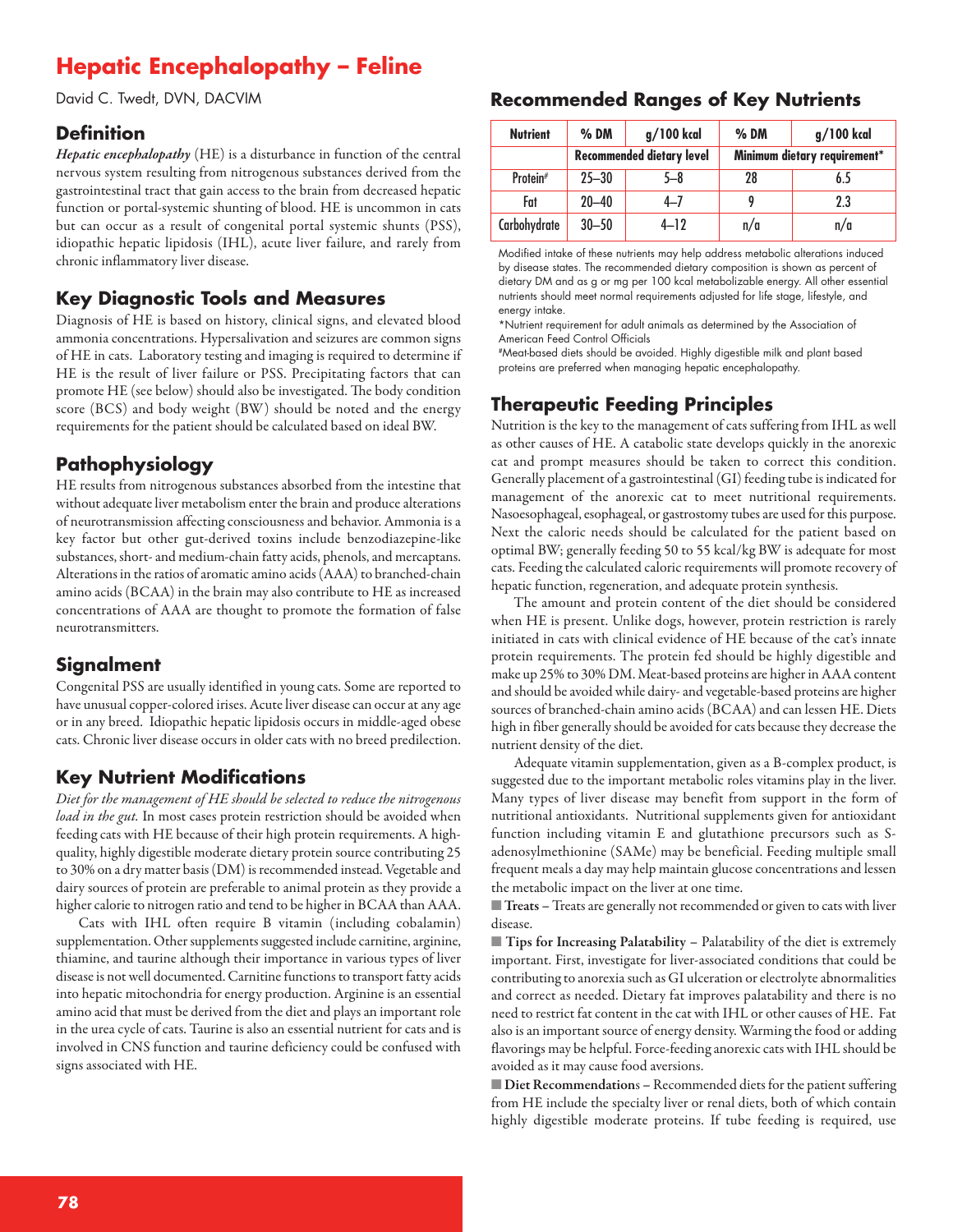// Hepatic Encephalopathy – Feline

David C. Twedt, DVN, DACVIM

## Definition

*Hepatic encephalopathy* (HE) is a disturbance in function of the central nervous system resulting from nitrogenous substances derived from the gastrointestinal tract that gain access to the brain from decreased hepatic function or portal-systemic shunting of blood. HE is uncommon in cats but can occur as a result of congenital portal systemic shunts (PSS), idiopathic hepatic lipidosis (IHL), acute liver failure, and rarely from chronic inflammatory liver disease.

## Key Diagnostic Tools and Measures

Diagnosis of HE is based on history, clinical signs, and elevated blood ammonia concentrations. Hypersalivation and seizures are common signs of HE in cats. Laboratory testing and imaging is required to determine if HE is the result of liver failure or PSS. Precipitating factors that can promote HE (see below) should also be investigated. The body condition score (BCS) and body weight (BW) should be noted and the energy requirements for the patient should be calculated based on ideal BW.

## Pathophysiology

HE results from nitrogenous substances absorbed from the intestine that without adequate liver metabolism enter the brain and produce alterations of neurotransmission affecting consciousness and behavior. Ammonia is a key factor but other gut-derived toxins include benzodiazepine-like substances, short- and medium-chain fatty acids, phenols, and mercaptans. Alterations in the ratios of aromatic amino acids (AAA) to branched-chain amino acids (BCAA) in the brain may also contribute to HE as increased concentrations of AAA are thought to promote the formation of false neurotransmitters.

## Signalment

Congenital PSS are usually identified in young cats. Some are reported to have unusual copper-colored irises. Acute liver disease can occur at any age or in any breed. Idiopathic hepatic lipidosis occurs in middle-aged obese cats. Chronic liver disease occurs in older cats with no breed predilection.

## Key Nutrient Modifications

*Diet for the management of HE should be selected to reduce the nitrogenous load in the gut.* In most cases protein restriction should be avoided when feeding cats with HE because of their high protein requirements. A high-quality, highly digestible moderate dietary protein source contributing 25 to 30% on a dry matter basis (DM) is recommended instead. Vegetable and dairy sources of protein are preferable to animal protein as they provide a higher calorie to nitrogen ratio and tend to be higher in BCAA than AAA.

Cats with IHL often require B vitamin (including cobalamin) supplementation. Other supplements suggested include carnitine, arginine, thiamine, and taurine although their importance in various types of liver disease is not well documented. Carnitine functions to transport fatty acids into hepatic mitochondria for energy production. Arginine is an essential amino acid that must be derived from the diet and plays an important role in the urea cycle of cats. Taurine is also an essential nutrient for cats and is involved in CNS function and taurine deficiency could be confused with signs associated with HE.

## Recommended Ranges of Key Nutrients

| Nutrient | % DM | g/100 kcal | % DM | g/100 kcal |
|---|---|---|---|---|
| | Recommended dietary level | | Minimum dietary requirement* | |
| Protein[#] | 25–30 | 5–8 | 28 | 6.5 |
| Fat | 20–40 | 4–7 | 9 | 2.3 |
| Carbohydrate | 30–50 | 4–12 | n/a | n/a |

Modified intake of these nutrients may help address metabolic alterations induced by disease states. The recommended dietary composition is shown as percent of dietary DM and as g or mg per 100 kcal metabolizable energy. All other essential nutrients should meet normal requirements adjusted for life stage, lifestyle, and energy intake.

*Nutrient requirement for adult animals as determined by the Association of American Feed Control Officials

[#]Meat-based diets should be avoided. Highly digestible milk and plant based proteins are preferred when managing hepatic encephalopathy.

## Therapeutic Feeding Principles

Nutrition is the key to the management of cats suffering from IHL as well as other causes of HE. A catabolic state develops quickly in the anorexic cat and prompt measures should be taken to correct this condition. Generally placement of a gastrointestinal (GI) feeding tube is indicated for management of the anorexic cat to meet nutritional requirements. Nasoesophageal, esophageal, or gastrostomy tubes are used for this purpose. Next the caloric needs should be calculated for the patient based on optimal BW; generally feeding 50 to 55 kcal/kg BW is adequate for most cats. Feeding the calculated caloric requirements will promote recovery of hepatic function, regeneration, and adequate protein synthesis.

The amount and protein content of the diet should be considered when HE is present. Unlike dogs, however, protein restriction is rarely initiated in cats with clinical evidence of HE because of the cat's innate protein requirements. The protein fed should be highly digestible and make up 25% to 30% DM. Meat-based proteins are higher in AAA content and should be avoided while dairy- and vegetable-based proteins are higher sources of branched-chain amino acids (BCAA) and can lessen HE. Diets high in fiber generally should be avoided for cats because they decrease the nutrient density of the diet.

Adequate vitamin supplementation, given as a B-complex product, is suggested due to the important metabolic roles vitamins play in the liver. Many types of liver disease may benefit from support in the form of nutritional antioxidants. Nutritional supplements given for antioxidant function including vitamin E and glutathione precursors such as S-adenosylmethionine (SAMe) may be beneficial. Feeding multiple small frequent meals a day may help maintain glucose concentrations and lessen the metabolic impact on the liver at one time.

■ **Treats** – Treats are generally not recommended or given to cats with liver disease.

■ **Tips for Increasing Palatability** – Palatability of the diet is extremely important. First, investigate for liver-associated conditions that could be contributing to anorexia such as GI ulceration or electrolyte abnormalities and correct as needed. Dietary fat improves palatability and there is no need to restrict fat content in the cat with IHL or other causes of HE. Fat also is an important source of energy density. Warming the food or adding flavorings may be helpful. Force-feeding anorexic cats with IHL should be avoided as it may cause food aversions.

■ **Diet Recommendations** – Recommended diets for the patient suffering from HE include the specialty liver or renal diets, both of which contain highly digestible moderate proteins. If tube feeding is required, use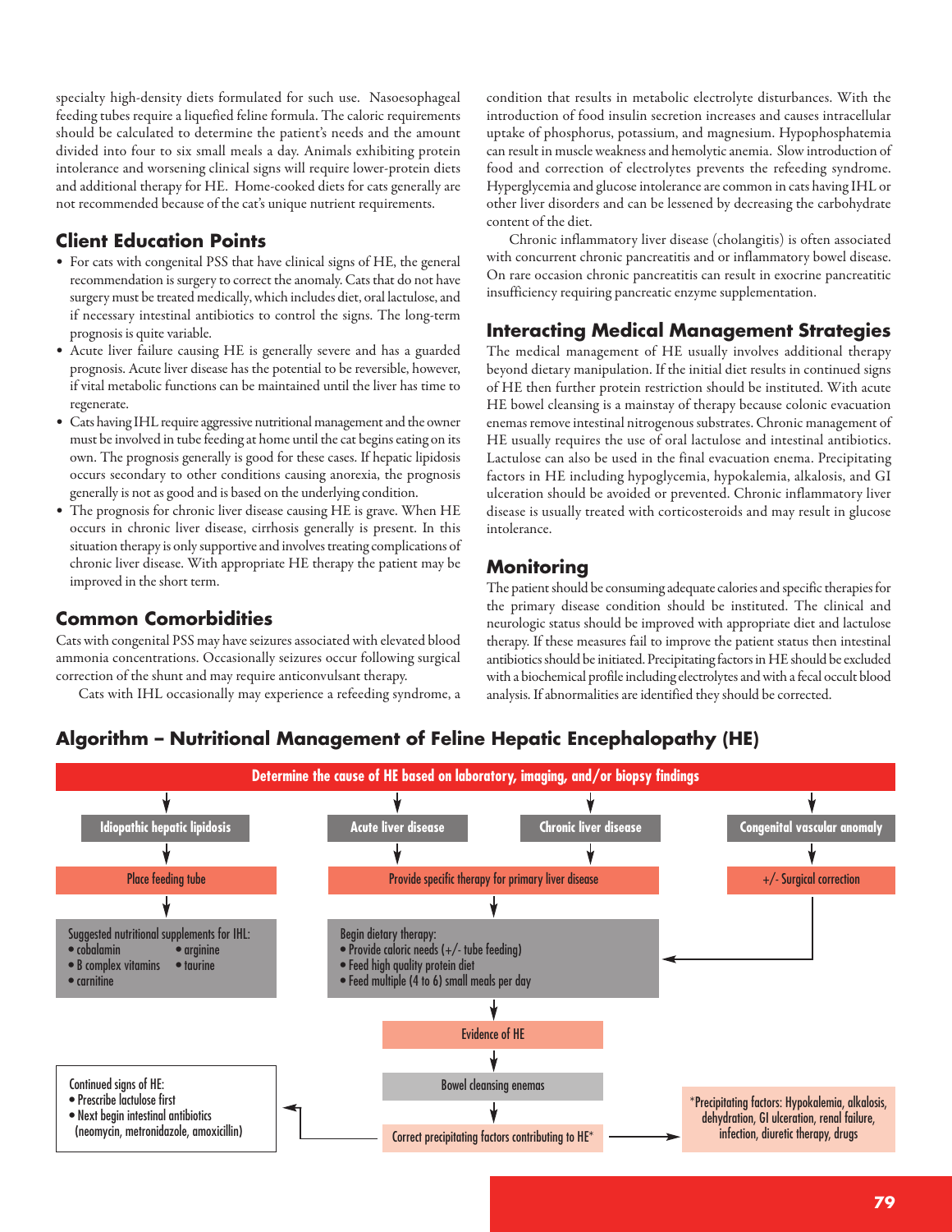specialty high-density diets formulated for such use. Nasoesophageal feeding tubes require a liquefied feline formula. The caloric requirements should be calculated to determine the patient's needs and the amount divided into four to six small meals a day. Animals exhibiting protein intolerance and worsening clinical signs will require lower-protein diets and additional therapy for HE. Home-cooked diets for cats generally are not recommended because of the cat's unique nutrient requirements.

## Client Education Points

- For cats with congenital PSS that have clinical signs of HE, the general recommendation is surgery to correct the anomaly. Cats that do not have surgery must be treated medically, which includes diet, oral lactulose, and if necessary intestinal antibiotics to control the signs. The long-term prognosis is quite variable.
- Acute liver failure causing HE is generally severe and has a guarded prognosis. Acute liver disease has the potential to be reversible, however, if vital metabolic functions can be maintained until the liver has time to regenerate.
- Cats having IHL require aggressive nutritional management and the owner must be involved in tube feeding at home until the cat begins eating on its own. The prognosis generally is good for these cases. If hepatic lipidosis occurs secondary to other conditions causing anorexia, the prognosis generally is not as good and is based on the underlying condition.
- The prognosis for chronic liver disease causing HE is grave. When HE occurs in chronic liver disease, cirrhosis generally is present. In this situation therapy is only supportive and involves treating complications of chronic liver disease. With appropriate HE therapy the patient may be improved in the short term.

## Common Comorbidities

Cats with congenital PSS may have seizures associated with elevated blood ammonia concentrations. Occasionally seizures occur following surgical correction of the shunt and may require anticonvulsant therapy.

Cats with IHL occasionally may experience a refeeding syndrome, a condition that results in metabolic electrolyte disturbances. With the introduction of food insulin secretion increases and causes intracellular uptake of phosphorus, potassium, and magnesium. Hypophosphatemia can result in muscle weakness and hemolytic anemia. Slow introduction of food and correction of electrolytes prevents the refeeding syndrome. Hyperglycemia and glucose intolerance are common in cats having IHL or other liver disorders and can be lessened by decreasing the carbohydrate content of the diet.

Chronic inflammatory liver disease (cholangitis) is often associated with concurrent chronic pancreatitis and or inflammatory bowel disease. On rare occasion chronic pancreatitis can result in exocrine pancreatitic insufficiency requiring pancreatic enzyme supplementation.

## Interacting Medical Management Strategies

The medical management of HE usually involves additional therapy beyond dietary manipulation. If the initial diet results in continued signs of HE then further protein restriction should be instituted. With acute HE bowel cleansing is a mainstay of therapy because colonic evacuation enemas remove intestinal nitrogenous substrates. Chronic management of HE usually requires the use of oral lactulose and intestinal antibiotics. Lactulose can also be used in the final evacuation enema. Precipitating factors in HE including hypoglycemia, hypokalemia, alkalosis, and GI ulceration should be avoided or prevented. Chronic inflammatory liver disease is usually treated with corticosteroids and may result in glucose intolerance.

## Monitoring

The patient should be consuming adequate calories and specific therapies for the primary disease condition should be instituted. The clinical and neurologic status should be improved with appropriate diet and lactulose therapy. If these measures fail to improve the patient status then intestinal antibiotics should be initiated. Precipitating factors in HE should be excluded with a biochemical profile including electrolytes and with a fecal occult blood analysis. If abnormalities are identified they should be corrected.

## Algorithm – Nutritional Management of Feline Hepatic Encephalopathy (HE)

Determine the cause of HE based on laboratory, imaging, and/or biopsy findings

Idiopathic hepatic lipidosis

Acute liver disease

Chronic liver disease

Congenital vascular anomaly

Place feeding tube

Provide specific therapy for primary liver disease

+/- Surgical correction

Suggested nutritional supplements for IHL:
- cobalamin
- arginine
- B complex vitamins
- taurine
- carnitine

Begin dietary therapy:
- Provide caloric needs (+/- tube feeding)
- Feed high quality protein diet
- Feed multiple (4 to 6) small meals per day

Evidence of HE

Bowel cleansing enemas

Correct precipitating factors contributing to HE*

Continued signs of HE:
- Prescribe lactulose first
- Next begin intestinal antibiotics (neomycin, metronidazole, amoxicillin)

*Precipitating factors: Hypokalemia, alkalosis, dehydration, GI ulceration, renal failure, infection, diuretic therapy, drugs